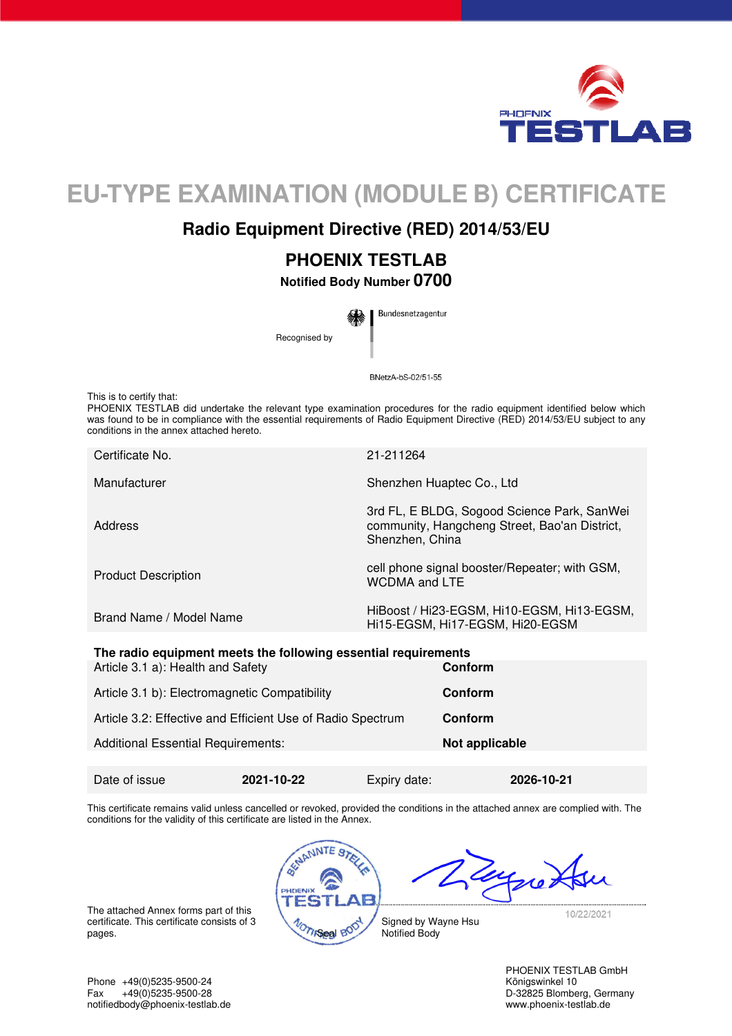PHOENIX TESTLAB

# EU-TYPE EXAMINATION (MODULE B) CERTIFICATE

## Radio Equipment Directive (RED) 2014/53/EU

## PHOENIX TESTLAB

**Notified Body Number 0700**

Recognised by Bundesnetzagentur

BNetzA-bS-02/51-55

This is to certify that:
PHOENIX TESTLAB did undertake the relevant type examination procedures for the radio equipment identified below which was found to be in compliance with the essential requirements of Radio Equipment Directive (RED) 2014/53/EU subject to any conditions in the annex attached hereto.

| | |
|---|---|
| Certificate No. | 21-211264 |
| Manufacturer | Shenzhen Huaptec Co., Ltd |
| Address | 3rd FL, E BLDG, Sogood Science Park, SanWei community, Hangcheng Street, Bao'an District, Shenzhen, China |
| Product Description | cell phone signal booster/Repeater; with GSM, WCDMA and LTE |
| Brand Name / Model Name | HiBoost / Hi23-EGSM, Hi10-EGSM, Hi13-EGSM, Hi15-EGSM, Hi17-EGSM, Hi20-EGSM |

**The radio equipment meets the following essential requirements**

| | |
|---|---|
| Article 3.1 a): Health and Safety | **Conform** |
| Article 3.1 b): Electromagnetic Compatibility | **Conform** |
| Article 3.2: Effective and Efficient Use of Radio Spectrum | **Conform** |
| Additional Essential Requirements: | **Not applicable** |

| | | | |
|---|---|---|---|
| Date of issue | **2021-10-22** | Expiry date: | **2026-10-21** |

This certificate remains valid unless cancelled or revoked, provided the conditions in the attached annex are complied with. The conditions for the validity of this certificate are listed in the Annex.

The attached Annex forms part of this certificate. This certificate consists of 3 pages.

Seal

10/22/2021

Signed by Wayne Hsu
Notified Body

Phone +49(0)5235-9500-24
Fax +49(0)5235-9500-28
notifiedbody@phoenix-testlab.de

PHOENIX TESTLAB GmbH
Königswinkel 10
D-32825 Blomberg, Germany
www.phoenix-testlab.de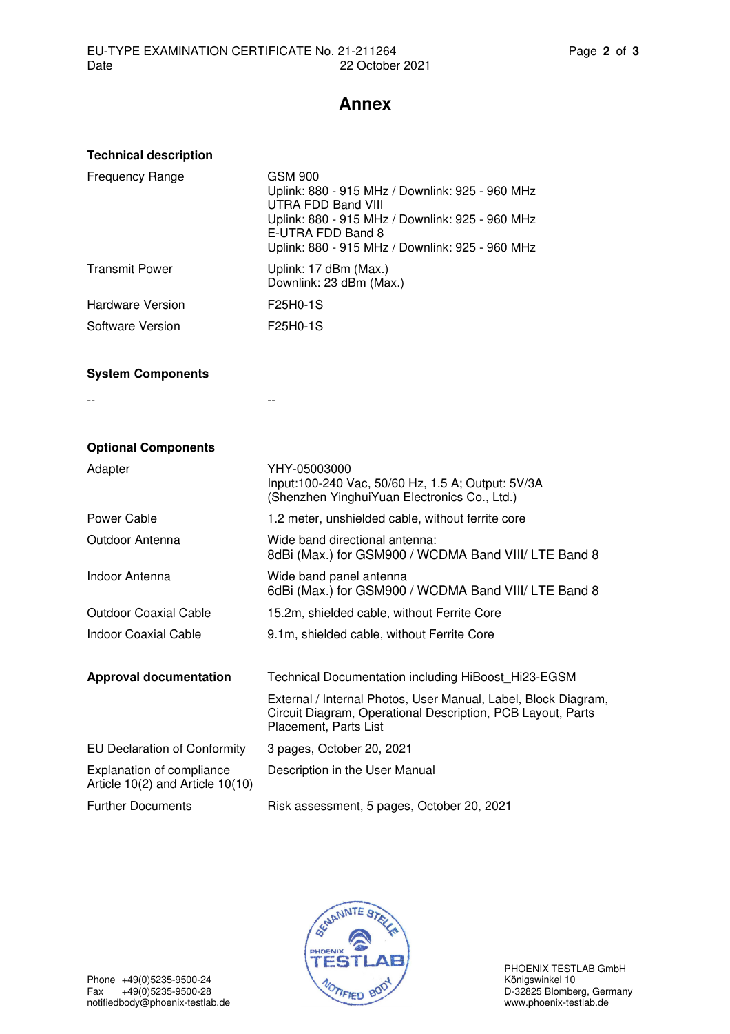# Annex

## Technical description

| | |
|---|---|
| Frequency Range | GSM 900<br>Uplink: 880 - 915 MHz / Downlink: 925 - 960 MHz<br>UTRA FDD Band VIII<br>Uplink: 880 - 915 MHz / Downlink: 925 - 960 MHz<br>E-UTRA FDD Band 8<br>Uplink: 880 - 915 MHz / Downlink: 925 - 960 MHz |
| Transmit Power | Uplink: 17 dBm (Max.)<br>Downlink: 23 dBm (Max.) |
| Hardware Version | F25H0-1S |
| Software Version | F25H0-1S |

## System Components

| | |
|---|---|
| -- | -- |

## Optional Components

| | |
|---|---|
| Adapter | YHY-05003000<br>Input:100-240 Vac, 50/60 Hz, 1.5 A; Output: 5V/3A<br>(Shenzhen YinghuiYuan Electronics Co., Ltd.) |
| Power Cable | 1.2 meter, unshielded cable, without ferrite core |
| Outdoor Antenna | Wide band directional antenna:<br>8dBi (Max.) for GSM900 / WCDMA Band VIII/ LTE Band 8 |
| Indoor Antenna | Wide band panel antenna<br>6dBi (Max.) for GSM900 / WCDMA Band VIII/ LTE Band 8 |
| Outdoor Coaxial Cable | 15.2m, shielded cable, without Ferrite Core |
| Indoor Coaxial Cable | 9.1m, shielded cable, without Ferrite Core |

| | |
|---|---|
| **Approval documentation** | Technical Documentation including HiBoost_Hi23-EGSM<br>External / Internal Photos, User Manual, Label, Block Diagram, Circuit Diagram, Operational Description, PCB Layout, Parts Placement, Parts List |
| EU Declaration of Conformity | 3 pages, October 20, 2021 |
| Explanation of compliance Article 10(2) and Article 10(10) | Description in the User Manual |
| Further Documents | Risk assessment, 5 pages, October 20, 2021 |

BENANNTE STELLE PHOENIX TESTLAB NOTIFIED BODY

Phone +49(0)5235-9500-24
Fax +49(0)5235-9500-28
notifiedbody@phoenix-testlab.de

PHOENIX TESTLAB GmbH
Königswinkel 10
D-32825 Blomberg, Germany
www.phoenix-testlab.de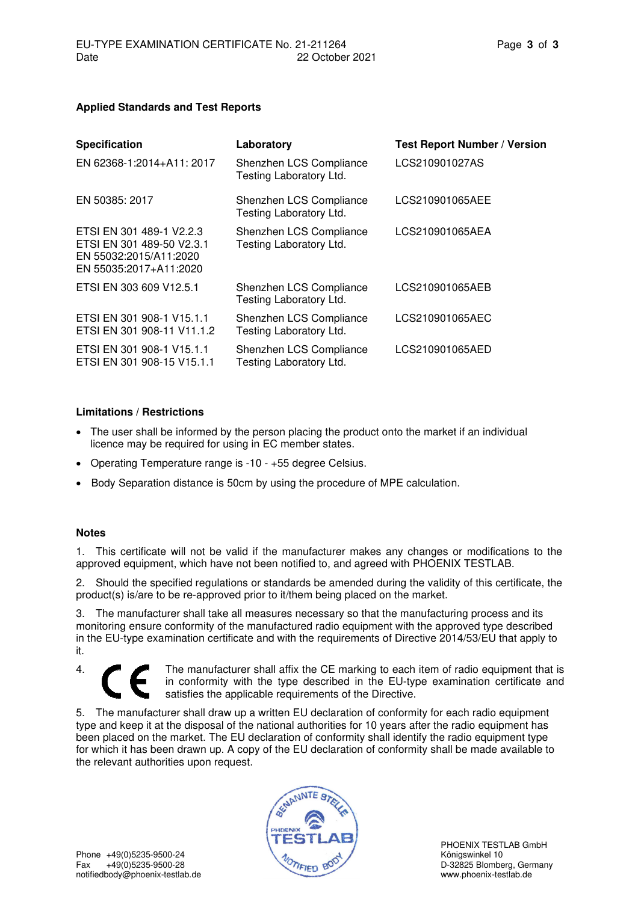EU-TYPE EXAMINATION CERTIFICATE No. 21-211264
Date 22 October 2021

**Applied Standards and Test Reports**

| Specification | Laboratory | Test Report Number / Version |
|---|---|---|
| EN 62368-1:2014+A11: 2017 | Shenzhen LCS Compliance Testing Laboratory Ltd. | LCS210901027AS |
| EN 50385: 2017 | Shenzhen LCS Compliance Testing Laboratory Ltd. | LCS210901065AEE |
| ETSI EN 301 489-1 V2.2.3<br>ETSI EN 301 489-50 V2.3.1<br>EN 55032:2015/A11:2020<br>EN 55035:2017+A11:2020 | Shenzhen LCS Compliance Testing Laboratory Ltd. | LCS210901065AEA |
| ETSI EN 303 609 V12.5.1 | Shenzhen LCS Compliance Testing Laboratory Ltd. | LCS210901065AEB |
| ETSI EN 301 908-1 V15.1.1<br>ETSI EN 301 908-11 V11.1.2 | Shenzhen LCS Compliance Testing Laboratory Ltd. | LCS210901065AEC |
| ETSI EN 301 908-1 V15.1.1<br>ETSI EN 301 908-15 V15.1.1 | Shenzhen LCS Compliance Testing Laboratory Ltd. | LCS210901065AED |

**Limitations / Restrictions**

- The user shall be informed by the person placing the product onto the market if an individual licence may be required for using in EC member states.
- Operating Temperature range is -10 - +55 degree Celsius.
- Body Separation distance is 50cm by using the procedure of MPE calculation.

**Notes**

1. This certificate will not be valid if the manufacturer makes any changes or modifications to the approved equipment, which have not been notified to, and agreed with PHOENIX TESTLAB.

2. Should the specified regulations or standards be amended during the validity of this certificate, the product(s) is/are to be re-approved prior to it/them being placed on the market.

3. The manufacturer shall take all measures necessary so that the manufacturing process and its monitoring ensure conformity of the manufactured radio equipment with the approved type described in the EU-type examination certificate and with the requirements of Directive 2014/53/EU that apply to it.

4. CE The manufacturer shall affix the CE marking to each item of radio equipment that is in conformity with the type described in the EU-type examination certificate and satisfies the applicable requirements of the Directive.

5. The manufacturer shall draw up a written EU declaration of conformity for each radio equipment type and keep it at the disposal of the national authorities for 10 years after the radio equipment has been placed on the market. The EU declaration of conformity shall identify the radio equipment type for which it has been drawn up. A copy of the EU declaration of conformity shall be made available to the relevant authorities upon request.

BENANNTE STELLE PHOENIX TESTLAB NOTIFIED BODY

Phone +49(0)5235-9500-24
Fax +49(0)5235-9500-28
notifiedbody@phoenix-testlab.de

PHOENIX TESTLAB GmbH
Königswinkel 10
D-32825 Blomberg, Germany
www.phoenix-testlab.de